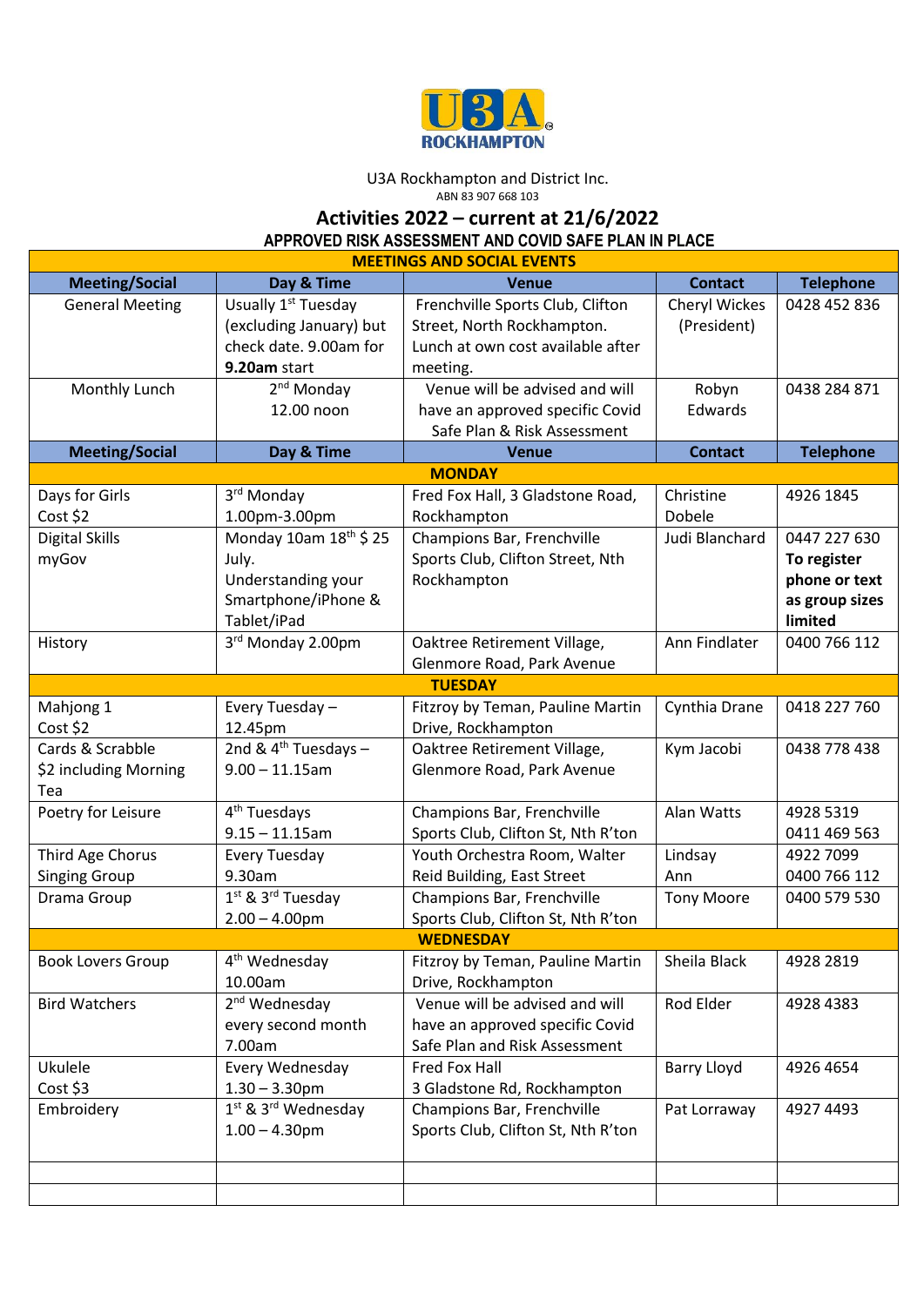U3A ROCKHAMPTON

U3A Rockhampton and District Inc.
ABN 83 907 668 103

# Activities 2022 – current at 21/6/2022

## APPROVED RISK ASSESSMENT AND COVID SAFE PLAN IN PLACE

| MEETINGS AND SOCIAL EVENTS | | | | |
|---|---|---|---|---|
| **Meeting/Social** | **Day & Time** | **Venue** | **Contact** | **Telephone** |
| General Meeting | Usually 1st Tuesday (excluding January) but check date. 9.00am for **9.20am** start | Frenchville Sports Club, Clifton Street, North Rockhampton. Lunch at own cost available after meeting. | Cheryl Wickes (President) | 0428 452 836 |
| Monthly Lunch | 2nd Monday 12.00 noon | Venue will be advised and will have an approved specific Covid Safe Plan & Risk Assessment | Robyn Edwards | 0438 284 871 |
| **Meeting/Social** | **Day & Time** | **Venue** | **Contact** | **Telephone** |
| **MONDAY** | | | | |
| Days for Girls Cost $2 | 3rd Monday 1.00pm-3.00pm | Fred Fox Hall, 3 Gladstone Road, Rockhampton | Christine Dobele | 4926 1845 |
| Digital Skills myGov | Monday 10am 18th $ 25 July. Understanding your Smartphone/iPhone & Tablet/iPad | Champions Bar, Frenchville Sports Club, Clifton Street, Nth Rockhampton | Judi Blanchard | 0447 227 630 **To register phone or text as group sizes limited** |
| History | 3rd Monday 2.00pm | Oaktree Retirement Village, Glenmore Road, Park Avenue | Ann Findlater | 0400 766 112 |
| **TUESDAY** | | | | |
| Mahjong 1 Cost $2 | Every Tuesday – 12.45pm | Fitzroy by Teman, Pauline Martin Drive, Rockhampton | Cynthia Drane | 0418 227 760 |
| Cards & Scrabble $2 including Morning Tea | 2nd & 4th Tuesdays – 9.00 – 11.15am | Oaktree Retirement Village, Glenmore Road, Park Avenue | Kym Jacobi | 0438 778 438 |
| Poetry for Leisure | 4th Tuesdays 9.15 – 11.15am | Champions Bar, Frenchville Sports Club, Clifton St, Nth R'ton | Alan Watts | 4928 5319 0411 469 563 |
| Third Age Chorus Singing Group | Every Tuesday 9.30am | Youth Orchestra Room, Walter Reid Building, East Street | Lindsay Ann | 4922 7099 0400 766 112 |
| Drama Group | 1st & 3rd Tuesday 2.00 – 4.00pm | Champions Bar, Frenchville Sports Club, Clifton St, Nth R'ton | Tony Moore | 0400 579 530 |
| **WEDNESDAY** | | | | |
| Book Lovers Group | 4th Wednesday 10.00am | Fitzroy by Teman, Pauline Martin Drive, Rockhampton | Sheila Black | 4928 2819 |
| Bird Watchers | 2nd Wednesday every second month 7.00am | Venue will be advised and will have an approved specific Covid Safe Plan and Risk Assessment | Rod Elder | 4928 4383 |
| Ukulele Cost $3 | Every Wednesday 1.30 – 3.30pm | Fred Fox Hall 3 Gladstone Rd, Rockhampton | Barry Lloyd | 4926 4654 |
| Embroidery | 1st & 3rd Wednesday 1.00 – 4.30pm | Champions Bar, Frenchville Sports Club, Clifton St, Nth R'ton | Pat Lorraway | 4927 4493 |
| | | | | |
| | | | | |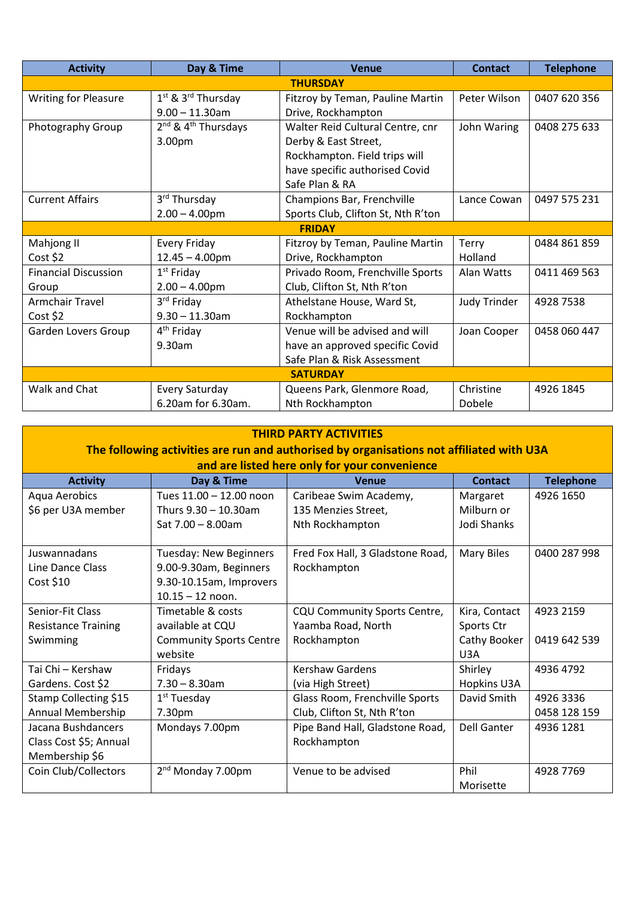| Activity | Day & Time | Venue | Contact | Telephone |
|---|---|---|---|---|
| **THURSDAY** | | | | |
| Writing for Pleasure | 1st & 3rd Thursday 9.00 – 11.30am | Fitzroy by Teman, Pauline Martin Drive, Rockhampton | Peter Wilson | 0407 620 356 |
| Photography Group | 2nd & 4th Thursdays 3.00pm | Walter Reid Cultural Centre, cnr Derby & East Street, Rockhampton. Field trips will have specific authorised Covid Safe Plan & RA | John Waring | 0408 275 633 |
| Current Affairs | 3rd Thursday 2.00 – 4.00pm | Champions Bar, Frenchville Sports Club, Clifton St, Nth R'ton | Lance Cowan | 0497 575 231 |
| **FRIDAY** | | | | |
| Mahjong II Cost $2 | Every Friday 12.45 – 4.00pm | Fitzroy by Teman, Pauline Martin Drive, Rockhampton | Terry Holland | 0484 861 859 |
| Financial Discussion Group | 1st Friday 2.00 – 4.00pm | Privado Room, Frenchville Sports Club, Clifton St, Nth R'ton | Alan Watts | 0411 469 563 |
| Armchair Travel Cost $2 | 3rd Friday 9.30 – 11.30am | Athelstane House, Ward St, Rockhampton | Judy Trinder | 4928 7538 |
| Garden Lovers Group | 4th Friday 9.30am | Venue will be advised and will have an approved specific Covid Safe Plan & Risk Assessment | Joan Cooper | 0458 060 447 |
| **SATURDAY** | | | | |
| Walk and Chat | Every Saturday 6.20am for 6.30am. | Queens Park, Glenmore Road, Nth Rockhampton | Christine Dobele | 4926 1845 |

**THIRD PARTY ACTIVITIES**

**The following activities are run and authorised by organisations not affiliated with U3A and are listed here only for your convenience**

| Activity | Day & Time | Venue | Contact | Telephone |
|---|---|---|---|---|
| Aqua Aerobics $6 per U3A member | Tues 11.00 – 12.00 noon Thurs 9.30 – 10.30am Sat 7.00 – 8.00am | Caribeae Swim Academy, 135 Menzies Street, Nth Rockhampton | Margaret Milburn or Jodi Shanks | 4926 1650 |
| Juswannadans Line Dance Class Cost $10 | Tuesday: New Beginners 9.00-9.30am, Beginners 9.30-10.15am, Improvers 10.15 – 12 noon. | Fred Fox Hall, 3 Gladstone Road, Rockhampton | Mary Biles | 0400 287 998 |
| Senior-Fit Class Resistance Training Swimming | Timetable & costs available at CQU Community Sports Centre website | CQU Community Sports Centre, Yaamba Road, North Rockhampton | Kira, Contact Sports Ctr Cathy Booker U3A | 4923 2159 0419 642 539 |
| Tai Chi – Kershaw Gardens. Cost $2 | Fridays 7.30 – 8.30am | Kershaw Gardens (via High Street) | Shirley Hopkins U3A | 4936 4792 |
| Stamp Collecting $15 Annual Membership | 1st Tuesday 7.30pm | Glass Room, Frenchville Sports Club, Clifton St, Nth R'ton | David Smith | 4926 3336 0458 128 159 |
| Jacana Bushdancers Class Cost $5; Annual Membership $6 | Mondays 7.00pm | Pipe Band Hall, Gladstone Road, Rockhampton | Dell Ganter | 4936 1281 |
| Coin Club/Collectors | 2nd Monday 7.00pm | Venue to be advised | Phil Morisette | 4928 7769 |